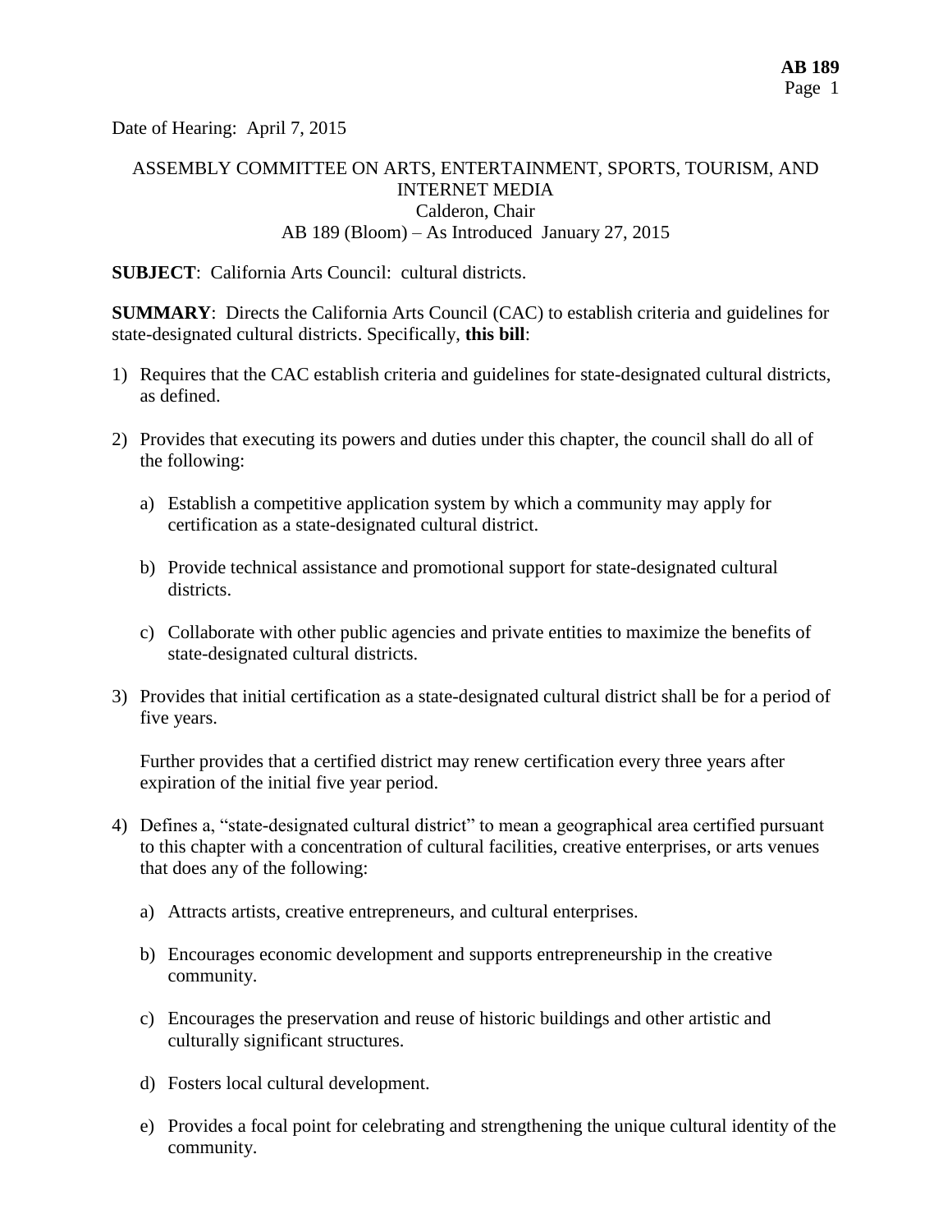Date of Hearing: April 7, 2015

ASSEMBLY COMMITTEE ON ARTS, ENTERTAINMENT, SPORTS, TOURISM, AND INTERNET MEDIA
Calderon, Chair
AB 189 (Bloom) – As Introduced January 27, 2015

**SUBJECT**: California Arts Council: cultural districts.

**SUMMARY**: Directs the California Arts Council (CAC) to establish criteria and guidelines for state-designated cultural districts. Specifically, **this bill**:

1) Requires that the CAC establish criteria and guidelines for state-designated cultural districts, as defined.

2) Provides that executing its powers and duties under this chapter, the council shall do all of the following:

   a) Establish a competitive application system by which a community may apply for certification as a state-designated cultural district.

   b) Provide technical assistance and promotional support for state-designated cultural districts.

   c) Collaborate with other public agencies and private entities to maximize the benefits of state-designated cultural districts.

3) Provides that initial certification as a state-designated cultural district shall be for a period of five years.

   Further provides that a certified district may renew certification every three years after expiration of the initial five year period.

4) Defines a, "state-designated cultural district" to mean a geographical area certified pursuant to this chapter with a concentration of cultural facilities, creative enterprises, or arts venues that does any of the following:

   a) Attracts artists, creative entrepreneurs, and cultural enterprises.

   b) Encourages economic development and supports entrepreneurship in the creative community.

   c) Encourages the preservation and reuse of historic buildings and other artistic and culturally significant structures.

   d) Fosters local cultural development.

   e) Provides a focal point for celebrating and strengthening the unique cultural identity of the community.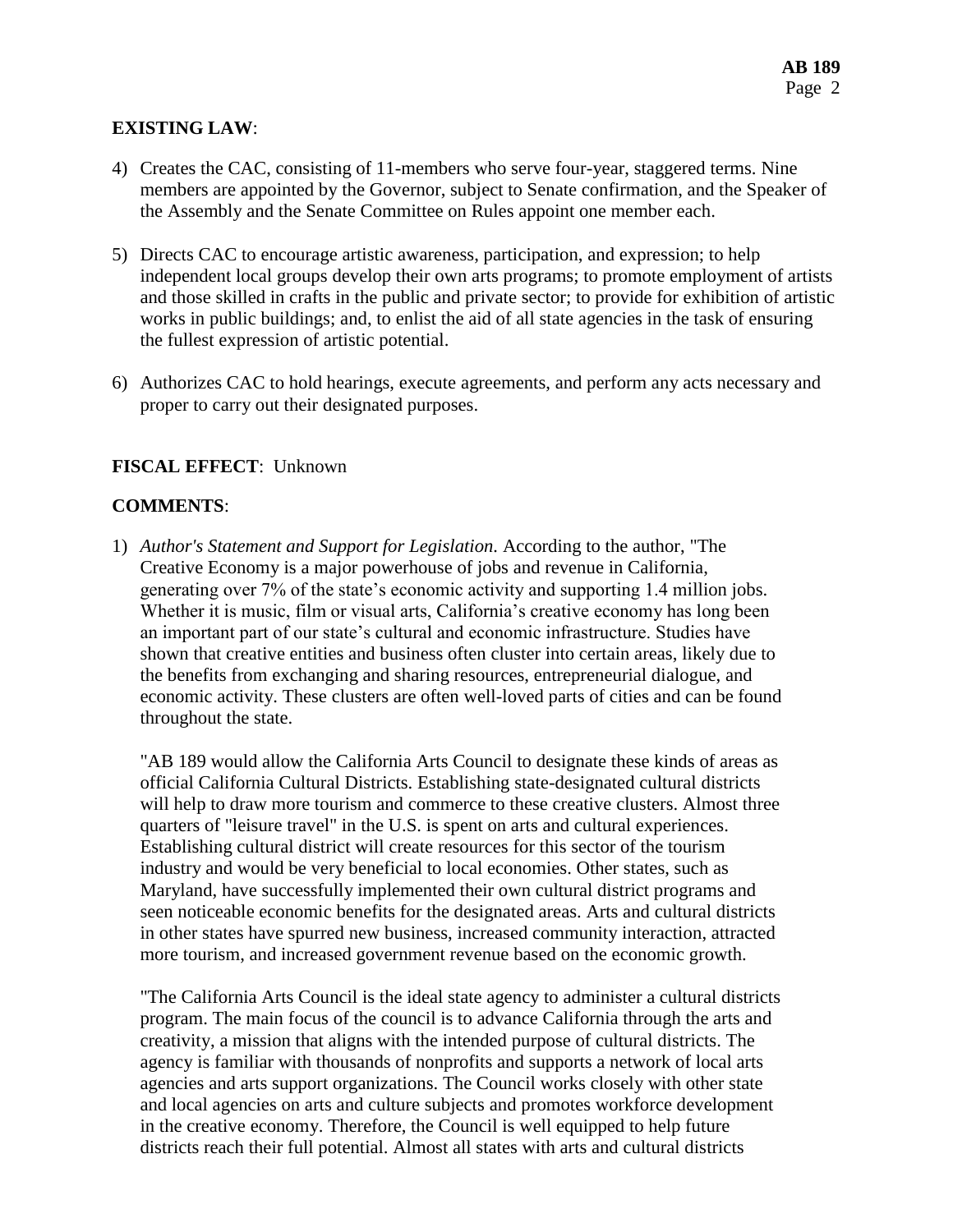**EXISTING LAW**:

4) Creates the CAC, consisting of 11-members who serve four-year, staggered terms. Nine members are appointed by the Governor, subject to Senate confirmation, and the Speaker of the Assembly and the Senate Committee on Rules appoint one member each.

5) Directs CAC to encourage artistic awareness, participation, and expression; to help independent local groups develop their own arts programs; to promote employment of artists and those skilled in crafts in the public and private sector; to provide for exhibition of artistic works in public buildings; and, to enlist the aid of all state agencies in the task of ensuring the fullest expression of artistic potential.

6) Authorizes CAC to hold hearings, execute agreements, and perform any acts necessary and proper to carry out their designated purposes.

**FISCAL EFFECT**: Unknown

**COMMENTS**:

1) *Author's Statement and Support for Legislation.* According to the author, "The Creative Economy is a major powerhouse of jobs and revenue in California, generating over 7% of the state's economic activity and supporting 1.4 million jobs. Whether it is music, film or visual arts, California's creative economy has long been an important part of our state's cultural and economic infrastructure. Studies have shown that creative entities and business often cluster into certain areas, likely due to the benefits from exchanging and sharing resources, entrepreneurial dialogue, and economic activity. These clusters are often well-loved parts of cities and can be found throughout the state.

   "AB 189 would allow the California Arts Council to designate these kinds of areas as official California Cultural Districts. Establishing state-designated cultural districts will help to draw more tourism and commerce to these creative clusters. Almost three quarters of "leisure travel" in the U.S. is spent on arts and cultural experiences. Establishing cultural district will create resources for this sector of the tourism industry and would be very beneficial to local economies. Other states, such as Maryland, have successfully implemented their own cultural district programs and seen noticeable economic benefits for the designated areas. Arts and cultural districts in other states have spurred new business, increased community interaction, attracted more tourism, and increased government revenue based on the economic growth.

   "The California Arts Council is the ideal state agency to administer a cultural districts program. The main focus of the council is to advance California through the arts and creativity, a mission that aligns with the intended purpose of cultural districts. The agency is familiar with thousands of nonprofits and supports a network of local arts agencies and arts support organizations. The Council works closely with other state and local agencies on arts and culture subjects and promotes workforce development in the creative economy. Therefore, the Council is well equipped to help future districts reach their full potential. Almost all states with arts and cultural districts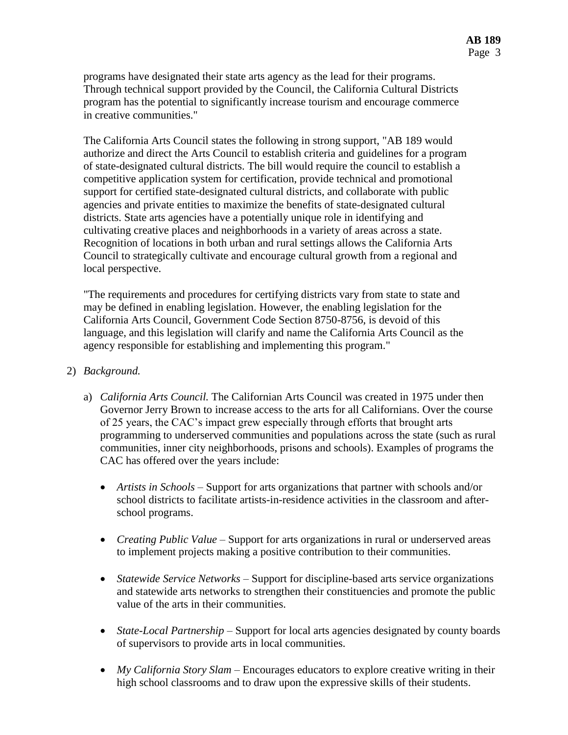programs have designated their state arts agency as the lead for their programs. Through technical support provided by the Council, the California Cultural Districts program has the potential to significantly increase tourism and encourage commerce in creative communities."

The California Arts Council states the following in strong support, "AB 189 would authorize and direct the Arts Council to establish criteria and guidelines for a program of state-designated cultural districts. The bill would require the council to establish a competitive application system for certification, provide technical and promotional support for certified state-designated cultural districts, and collaborate with public agencies and private entities to maximize the benefits of state-designated cultural districts. State arts agencies have a potentially unique role in identifying and cultivating creative places and neighborhoods in a variety of areas across a state. Recognition of locations in both urban and rural settings allows the California Arts Council to strategically cultivate and encourage cultural growth from a regional and local perspective.

"The requirements and procedures for certifying districts vary from state to state and may be defined in enabling legislation. However, the enabling legislation for the California Arts Council, Government Code Section 8750-8756, is devoid of this language, and this legislation will clarify and name the California Arts Council as the agency responsible for establishing and implementing this program."

2) *Background.*

   a) *California Arts Council.* The Californian Arts Council was created in 1975 under then Governor Jerry Brown to increase access to the arts for all Californians. Over the course of 25 years, the CAC's impact grew especially through efforts that brought arts programming to underserved communities and populations across the state (such as rural communities, inner city neighborhoods, prisons and schools). Examples of programs the CAC has offered over the years include:

      - *Artists in Schools* – Support for arts organizations that partner with schools and/or school districts to facilitate artists-in-residence activities in the classroom and after-school programs.

      - *Creating Public Value* – Support for arts organizations in rural or underserved areas to implement projects making a positive contribution to their communities.

      - *Statewide Service Networks* – Support for discipline-based arts service organizations and statewide arts networks to strengthen their constituencies and promote the public value of the arts in their communities.

      - *State-Local Partnership* – Support for local arts agencies designated by county boards of supervisors to provide arts in local communities.

      - *My California Story Slam* – Encourages educators to explore creative writing in their high school classrooms and to draw upon the expressive skills of their students.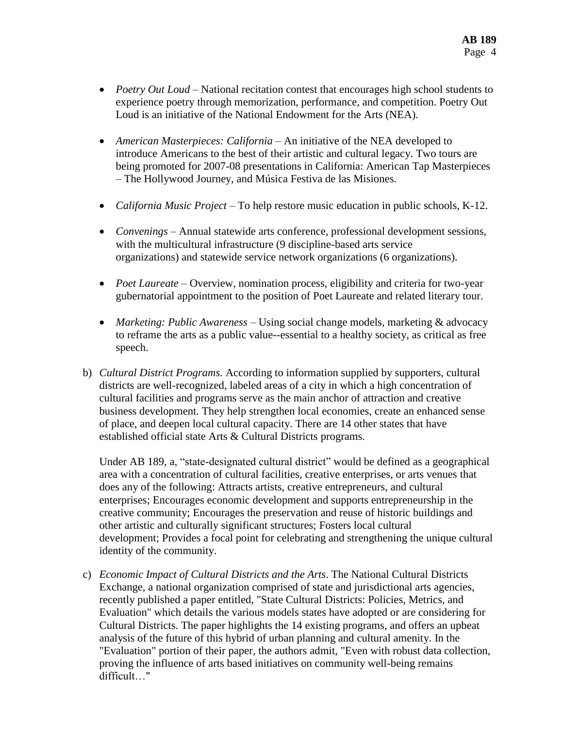- *Poetry Out Loud* – National recitation contest that encourages high school students to experience poetry through memorization, performance, and competition. Poetry Out Loud is an initiative of the National Endowment for the Arts (NEA).

- *American Masterpieces: California* – An initiative of the NEA developed to introduce Americans to the best of their artistic and cultural legacy. Two tours are being promoted for 2007-08 presentations in California: American Tap Masterpieces – The Hollywood Journey, and Música Festiva de las Misiones.

- *California Music Project* – To help restore music education in public schools, K-12.

- *Convenings* – Annual statewide arts conference, professional development sessions, with the multicultural infrastructure (9 discipline-based arts service organizations) and statewide service network organizations (6 organizations).

- *Poet Laureate* – Overview, nomination process, eligibility and criteria for two-year gubernatorial appointment to the position of Poet Laureate and related literary tour.

- *Marketing: Public Awareness* – Using social change models, marketing & advocacy to reframe the arts as a public value--essential to a healthy society, as critical as free speech.

b) *Cultural District Programs.* According to information supplied by supporters, cultural districts are well-recognized, labeled areas of a city in which a high concentration of cultural facilities and programs serve as the main anchor of attraction and creative business development. They help strengthen local economies, create an enhanced sense of place, and deepen local cultural capacity. There are 14 other states that have established official state Arts & Cultural Districts programs.

   Under AB 189, a, "state-designated cultural district" would be defined as a geographical area with a concentration of cultural facilities, creative enterprises, or arts venues that does any of the following: Attracts artists, creative entrepreneurs, and cultural enterprises; Encourages economic development and supports entrepreneurship in the creative community; Encourages the preservation and reuse of historic buildings and other artistic and culturally significant structures; Fosters local cultural development; Provides a focal point for celebrating and strengthening the unique cultural identity of the community.

c) *Economic Impact of Cultural Districts and the Arts*. The National Cultural Districts Exchange, a national organization comprised of state and jurisdictional arts agencies, recently published a paper entitled, "State Cultural Districts: Policies, Metrics, and Evaluation" which details the various models states have adopted or are considering for Cultural Districts. The paper highlights the 14 existing programs, and offers an upbeat analysis of the future of this hybrid of urban planning and cultural amenity. In the "Evaluation" portion of their paper, the authors admit, "Even with robust data collection, proving the influence of arts based initiatives on community well-being remains difficult…"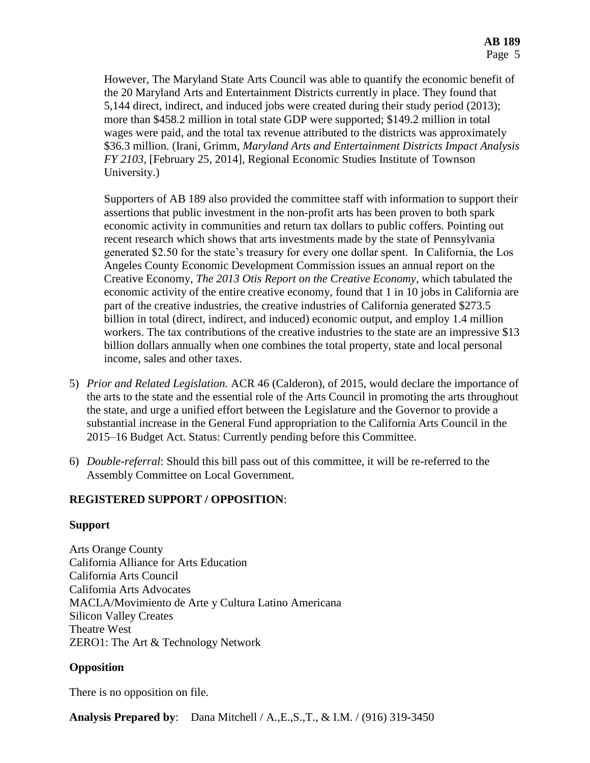However, The Maryland State Arts Council was able to quantify the economic benefit of the 20 Maryland Arts and Entertainment Districts currently in place. They found that 5,144 direct, indirect, and induced jobs were created during their study period (2013); more than $458.2 million in total state GDP were supported; $149.2 million in total wages were paid, and the total tax revenue attributed to the districts was approximately $36.3 million. (Irani, Grimm, *Maryland Arts and Entertainment Districts Impact Analysis FY 2103*, [February 25, 2014], Regional Economic Studies Institute of Townson University.)

Supporters of AB 189 also provided the committee staff with information to support their assertions that public investment in the non-profit arts has been proven to both spark economic activity in communities and return tax dollars to public coffers. Pointing out recent research which shows that arts investments made by the state of Pennsylvania generated $2.50 for the state's treasury for every one dollar spent. In California, the Los Angeles County Economic Development Commission issues an annual report on the Creative Economy, *The 2013 Otis Report on the Creative Economy*, which tabulated the economic activity of the entire creative economy, found that 1 in 10 jobs in California are part of the creative industries, the creative industries of California generated $273.5 billion in total (direct, indirect, and induced) economic output, and employ 1.4 million workers. The tax contributions of the creative industries to the state are an impressive $13 billion dollars annually when one combines the total property, state and local personal income, sales and other taxes.

5) *Prior and Related Legislation.* ACR 46 (Calderon), of 2015, would declare the importance of the arts to the state and the essential role of the Arts Council in promoting the arts throughout the state, and urge a unified effort between the Legislature and the Governor to provide a substantial increase in the General Fund appropriation to the California Arts Council in the 2015–16 Budget Act. Status: Currently pending before this Committee.

6) *Double-referral*: Should this bill pass out of this committee, it will be re-referred to the Assembly Committee on Local Government.

## REGISTERED SUPPORT / OPPOSITION:

### Support

Arts Orange County
California Alliance for Arts Education
California Arts Council
California Arts Advocates
MACLA/Movimiento de Arte y Cultura Latino Americana
Silicon Valley Creates
Theatre West
ZERO1: The Art & Technology Network

### Opposition

There is no opposition on file.

**Analysis Prepared by**: Dana Mitchell / A.,E.,S.,T., & I.M. / (916) 319-3450